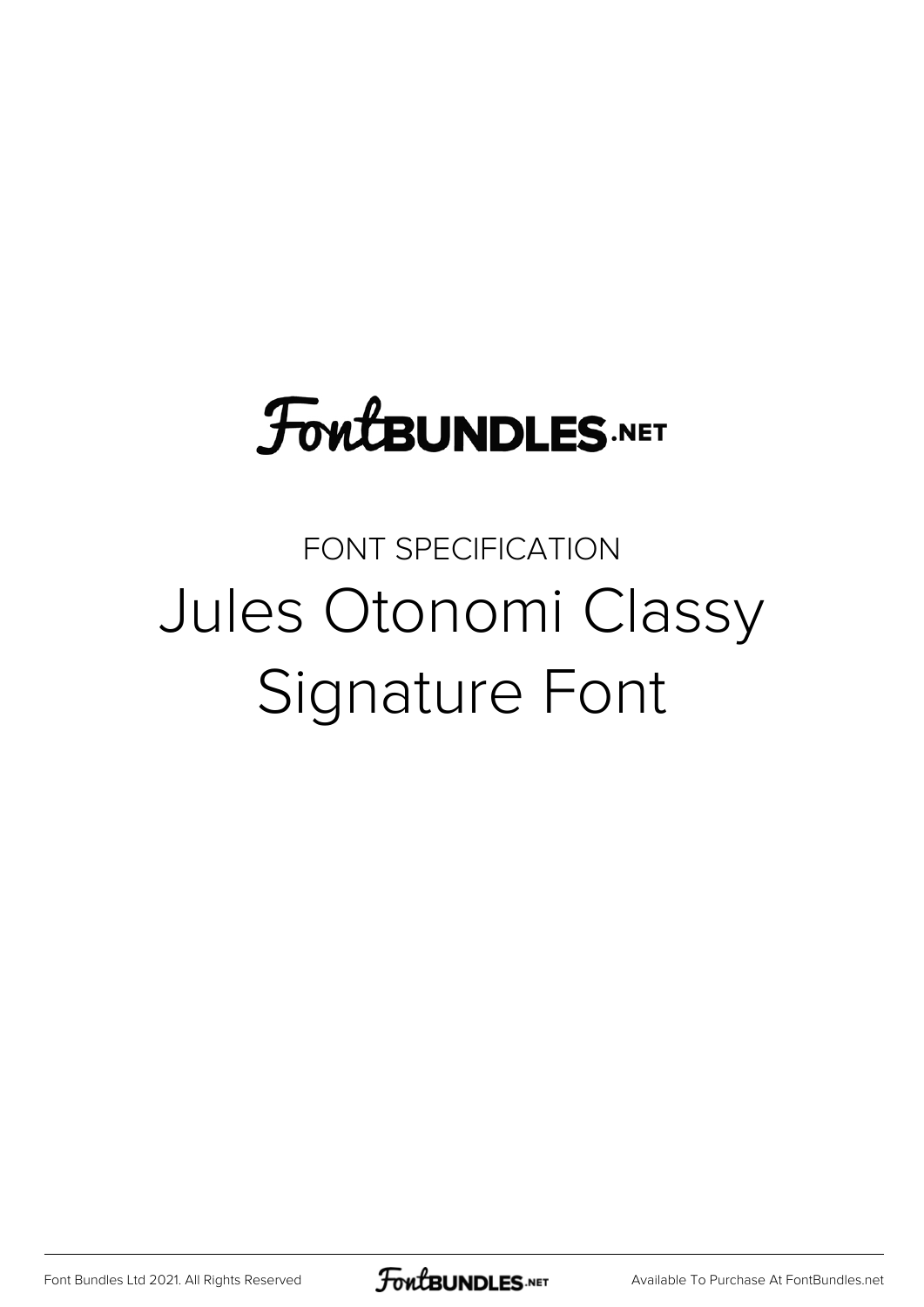FontBUNDLES.NET

FONT SPECIFICATION

# Jules Otonomi Classy Signature Font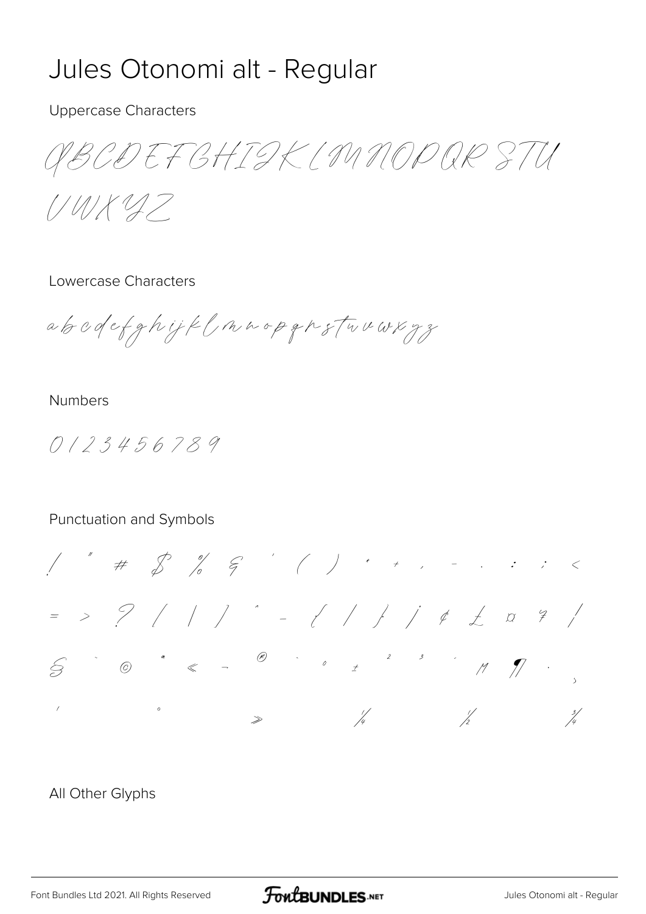# Jules Otonomi alt - Regular

Uppercase Characters

ABCDEFGHIJKLMNOPQRSTU

VWXYZ

Lowercase Characters

abcdefghijklmnopqrstuvwxyz

Numbers

0123456789

Punctuation and Symbols

! " # $ % & ' ( ) * + , - . : ; <

= > ? [ \ ] ^ _ { | } ¡ ¢ £ ¤ ¥ ¦

§ ¨ © ª « ¬ ® ¯ ° ± ² ³ ´ µ ¶ · ¸

¹ º » ¼ ½ ¾

All Other Glyphs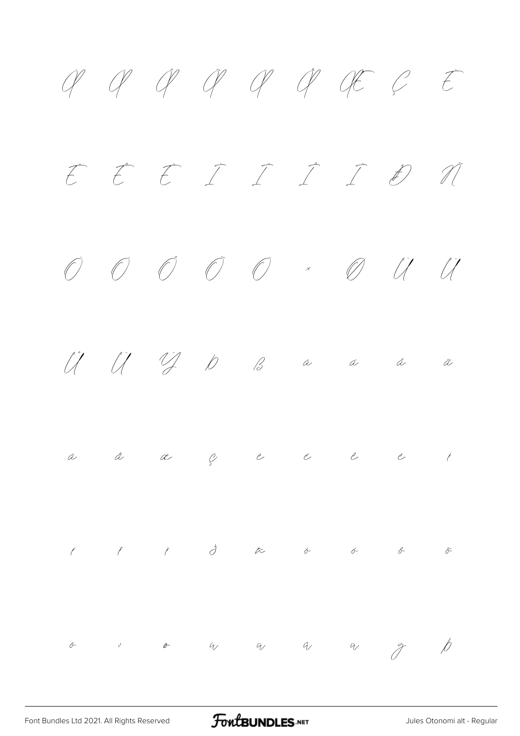À Á Â Ã Ä Å Æ Ç È

É Ê Ë Ì Í Î Ï Ð Ñ

Ò Ó Ô Õ Ö × Ø Ù Ú

Û Ü Ý Þ ß à á â ã

ä å æ ç è é ê ë ì

í î ï ð ñ ò ó ô õ

ö ÷ ø ù ú û ü ý þ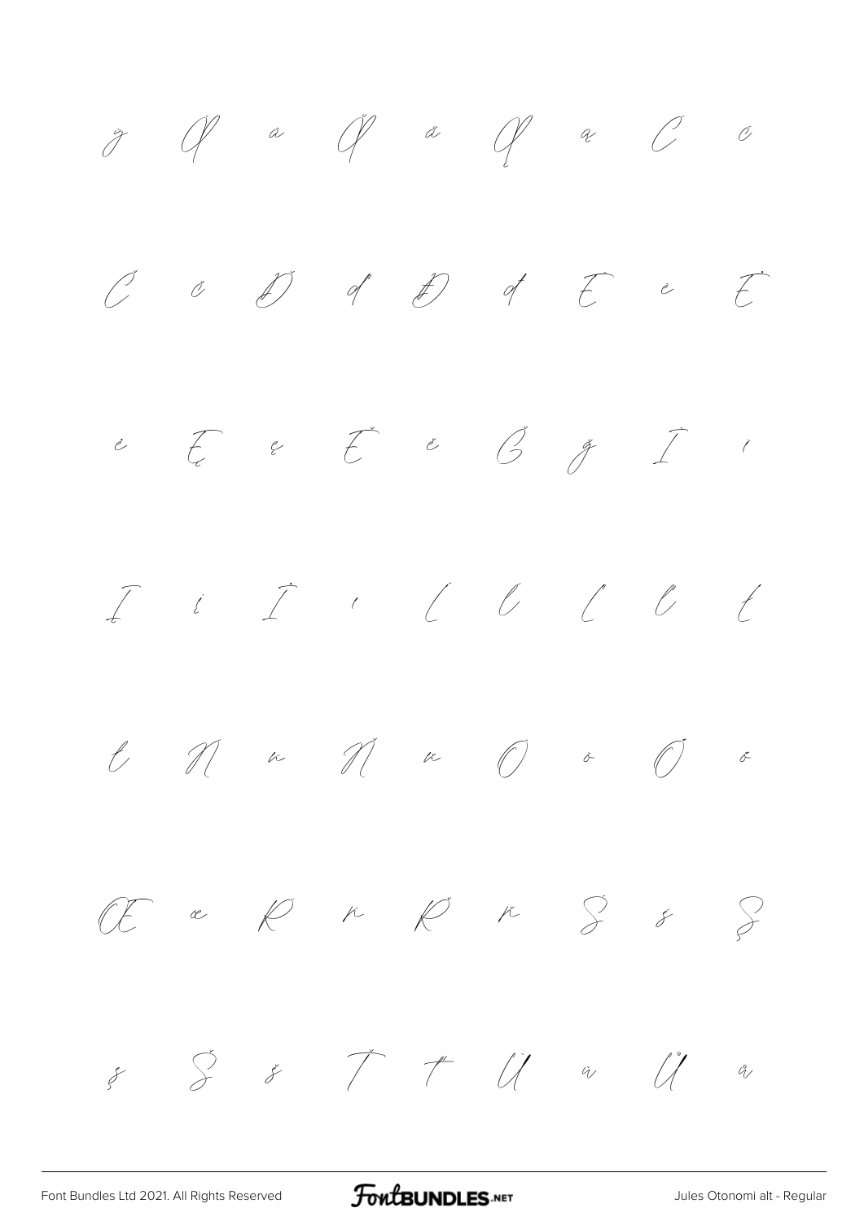ÿ Ā ā Ă ă Ą ą Ć ć

Č č Ď ď Đ đ Ē ē Ė

ė Ę ę Ě ě Ğ ğ Ī ī

Į į İ ı Ĺ ĺ Ľ ľ Ł

ł Ń ń Ň ň Ō ō Ő ő

Œ œ Ŕ ŕ Ř ř Ś ś Ş

ş Š š Ť ť Ū ū Ů ů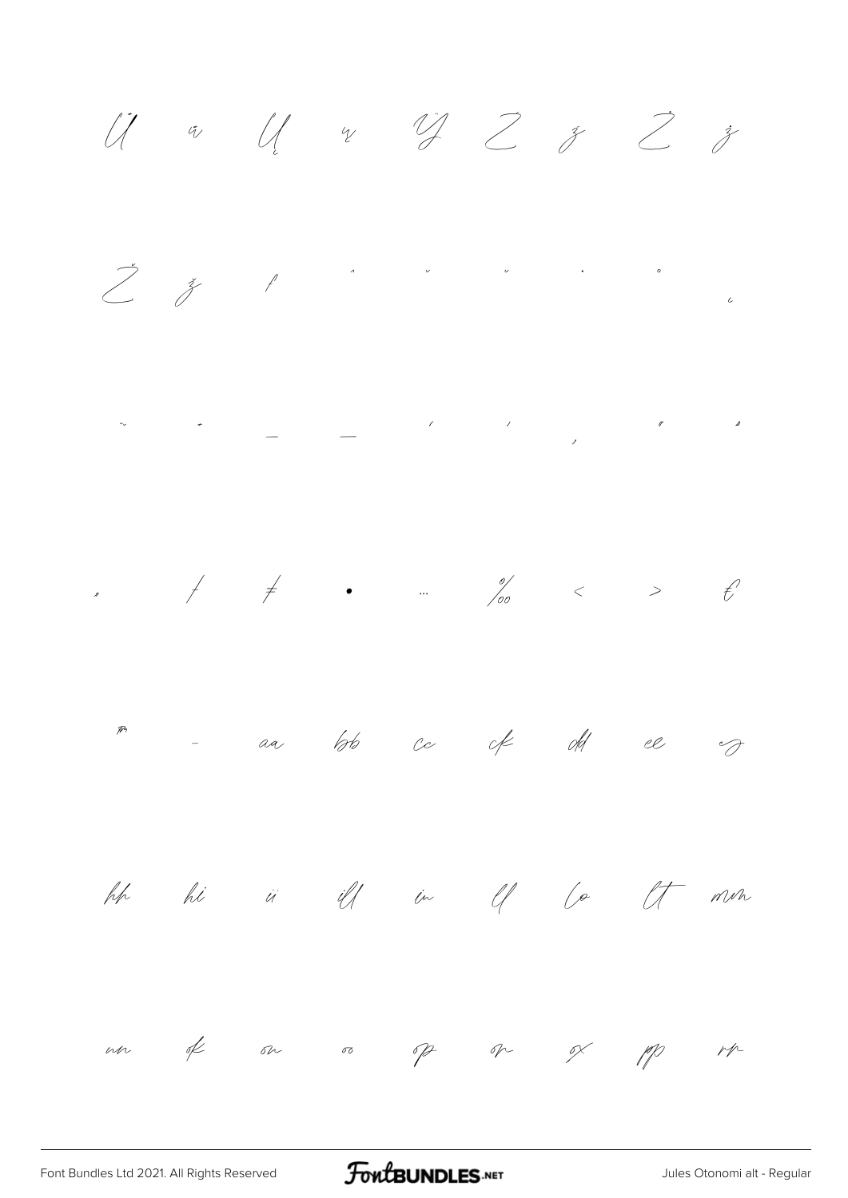Ů ů Ų ų Ÿ Ź ź Ż ż

Ž ž ƒ ˆ ˇ ˘ ˙ ˚ ˛

˜ ˝ – — ' ' ‚ " "

„ † ‡ • … ‰ ‹ › €

™ - aa bb cc ck dd ee eg

hh hi ii ill in ll lo lt mm

nn ok on oo op or ox pp rp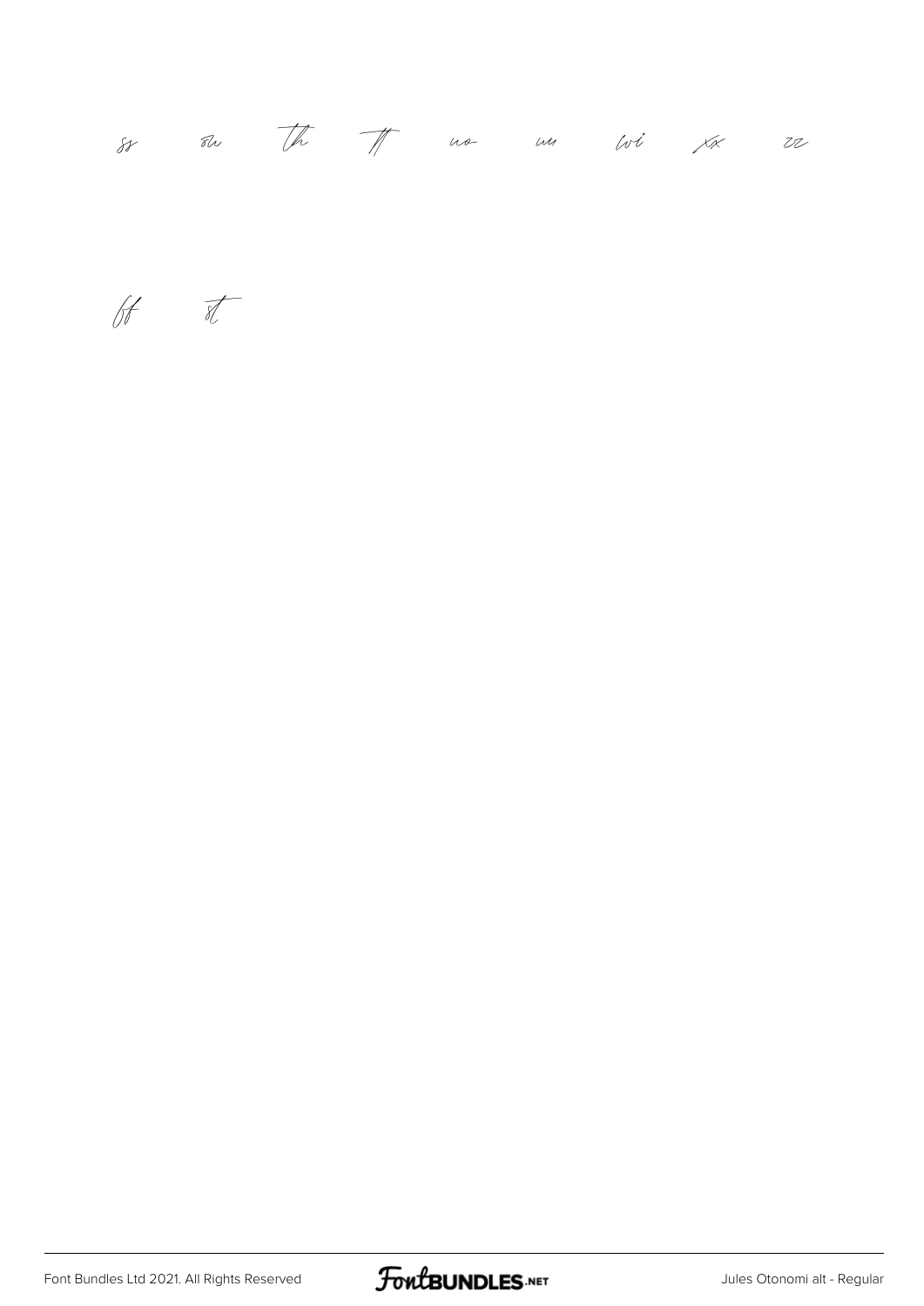ss su th tt uo uu wi xx zz

ft st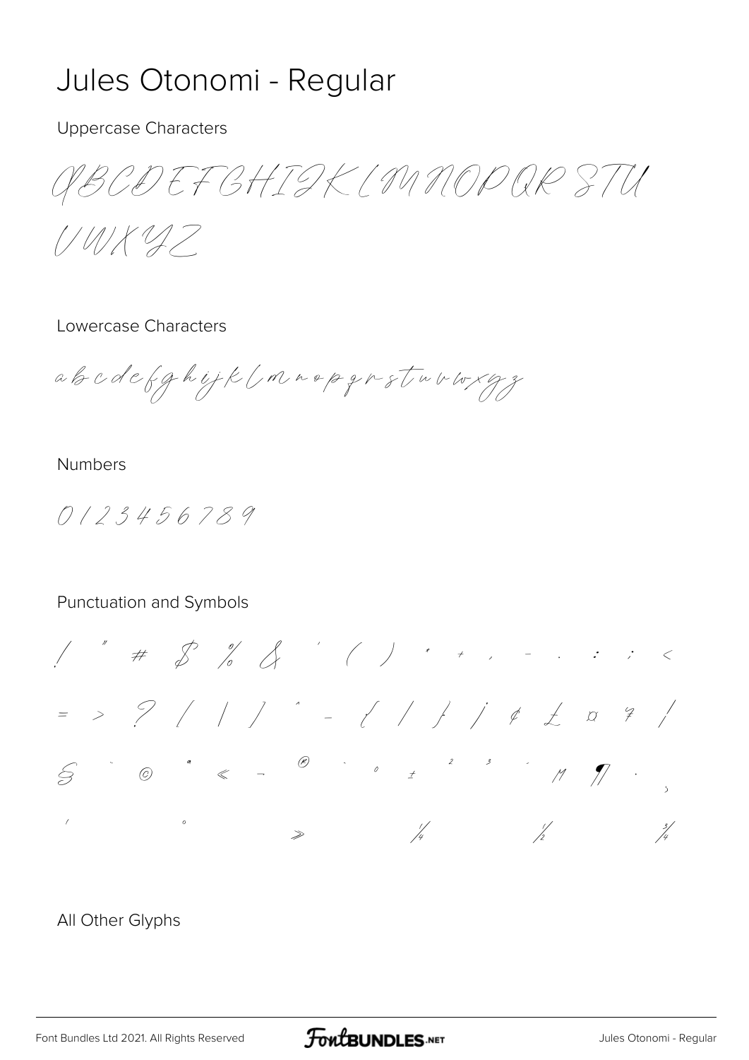# Jules Otonomi - Regular

Uppercase Characters

ABCDEFGHIJKLMNOPQRSTU

VWXYZ

Lowercase Characters

abcdefghijklmnopqrstuvwxyz

Numbers

0123456789

Punctuation and Symbols

! " # $ % & ' ( ) * + , - . : ; <

= > ? [ \ ] ^ - { | } ¡ ¢ £ ¤ ¥ ¦

§ ¨ © ª « ¬ ® ¯ ° ± ² ³ ´ µ ¶ · ¸

¹ º » ¼ ½ ¾

All Other Glyphs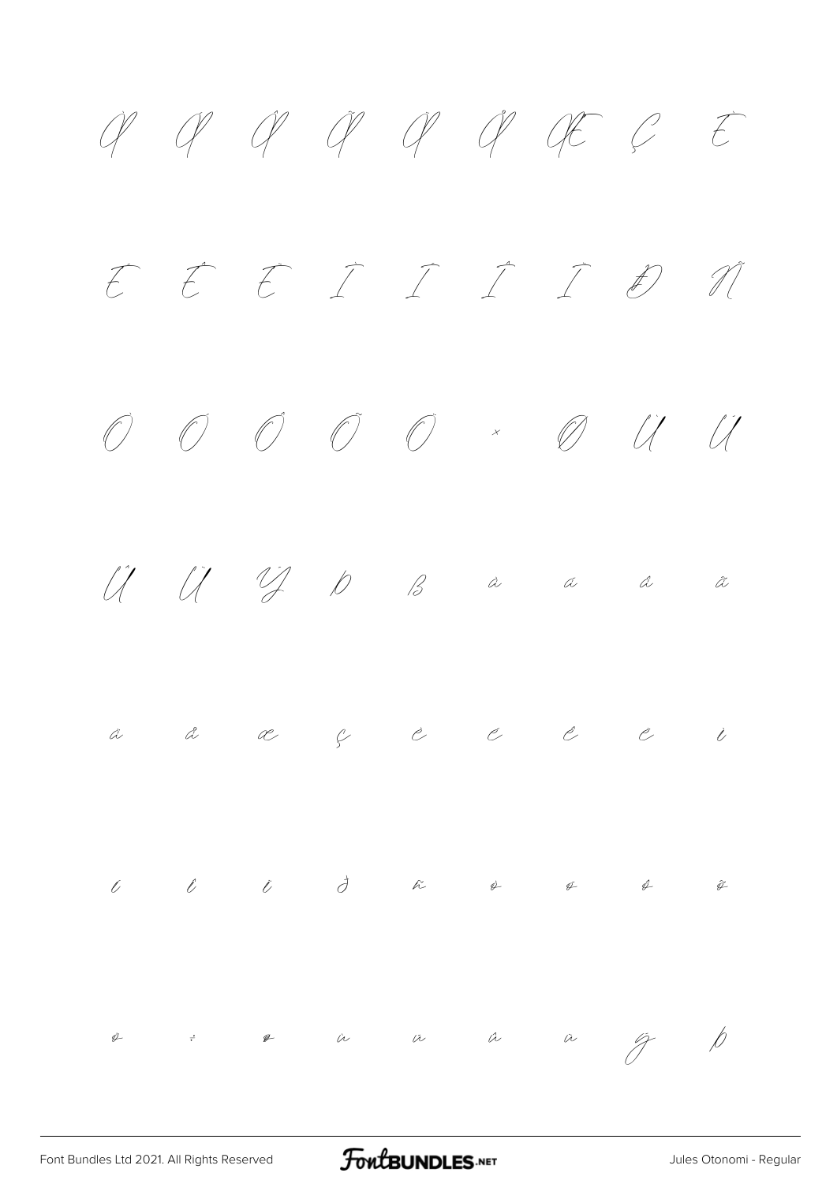À Á Â Ã Ä Å Æ Ç È

É Ê Ë Ì Í Î Ï Ð Ñ

Ò Ó Ô Õ Ö × Ø Ù Ú

Û Ü Ý Þ ß à á â ã

ä å æ ç è é ê ë ì

í î ï ð ñ ò ó ô õ

ö ÷ ø ù ú û ü ý þ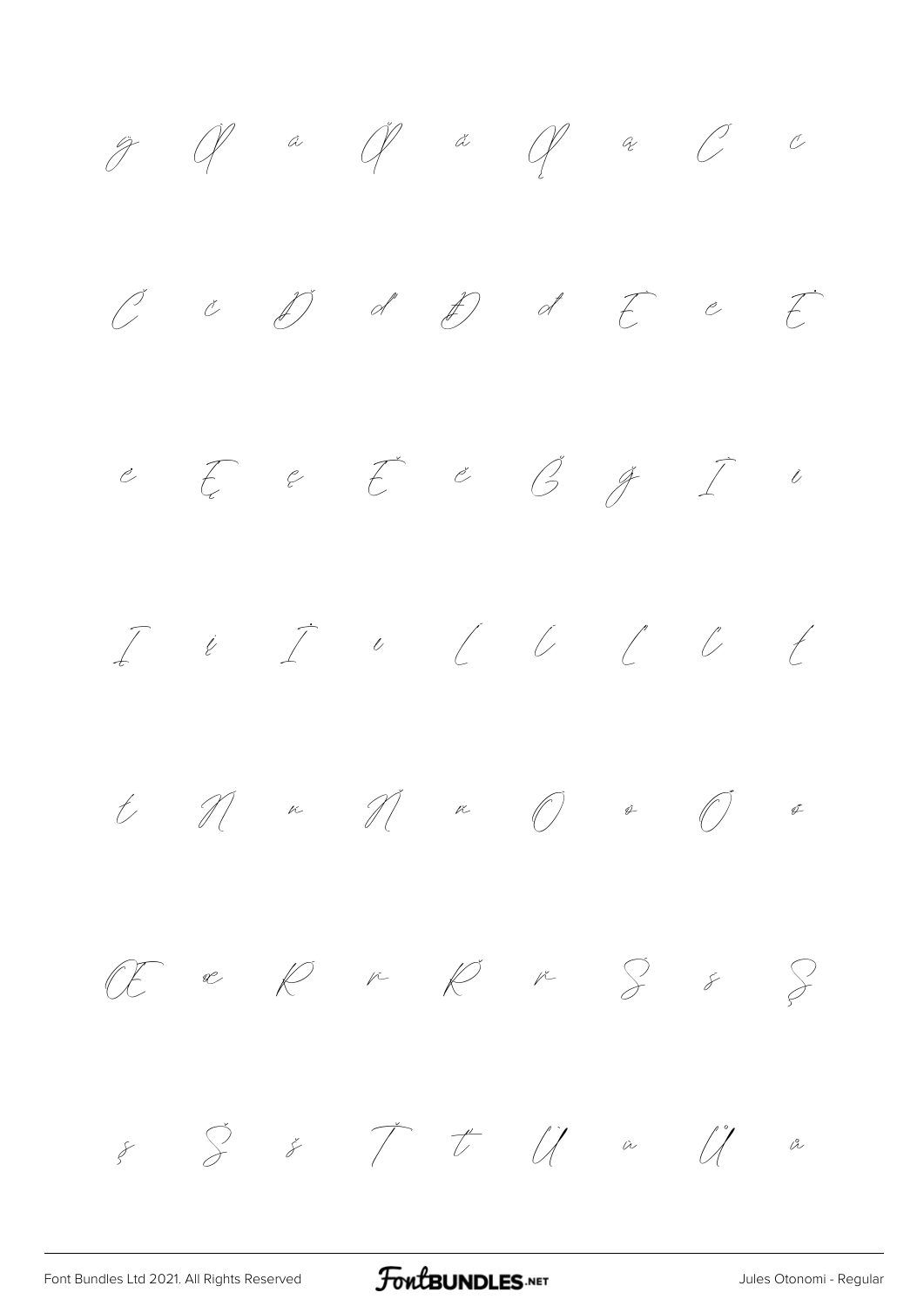ġ Ā ā Ă ă Ą ą Ć ć

Č č Ď ď Đ đ Ē ē Ė

ė Ę ę Ě ě Ğ ğ Ī ī

Į į İ ı Ĺ ĺ Ľ ľ Ł

ł Ń ń Ň ň Ō ō Ő ő

Œ œ Ŕ ŕ Ř ř Ś ś Ş

ş Š š Ť ť Ū ū Ů ů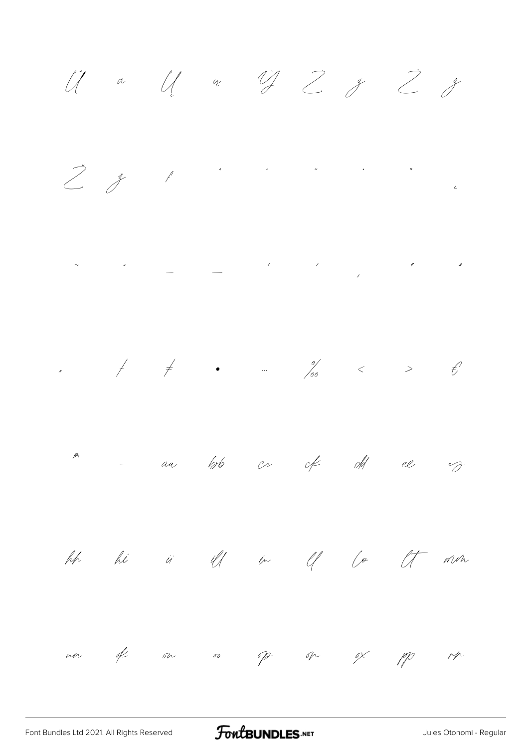Ů ů Ų ų Ÿ Ź ź Ż ż

Ž ž ƒ ˆ ˇ ˘ ˙ ˚ ˛

˜ ˝ – — ‘ ’ ‚ “ ”

„ † ‡ • … ‰ ‹ › €

™ − aa bb cc ck dd ee eg

hh hi ii ill in ll lo lt mm

nn ok on oo op or ox pp rr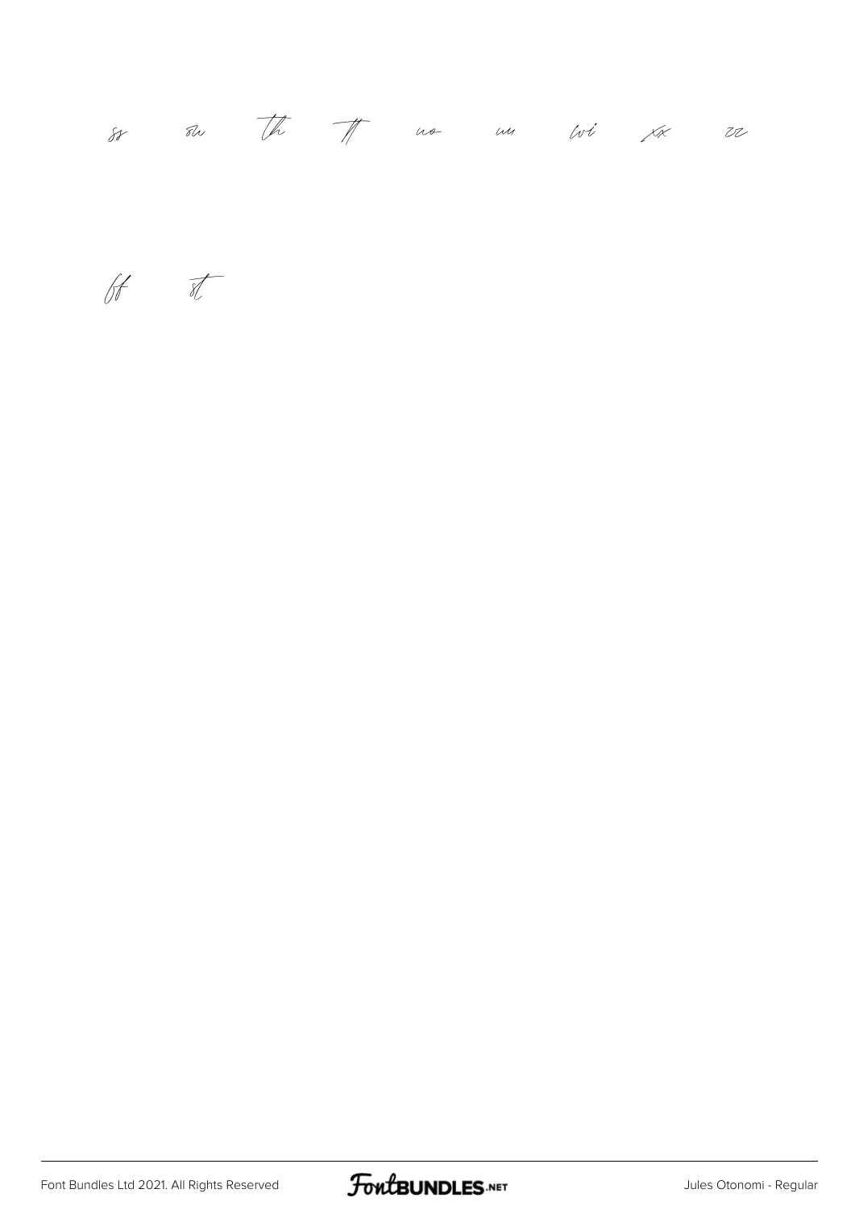ss su th tt uo uu wi xx zz

ft st